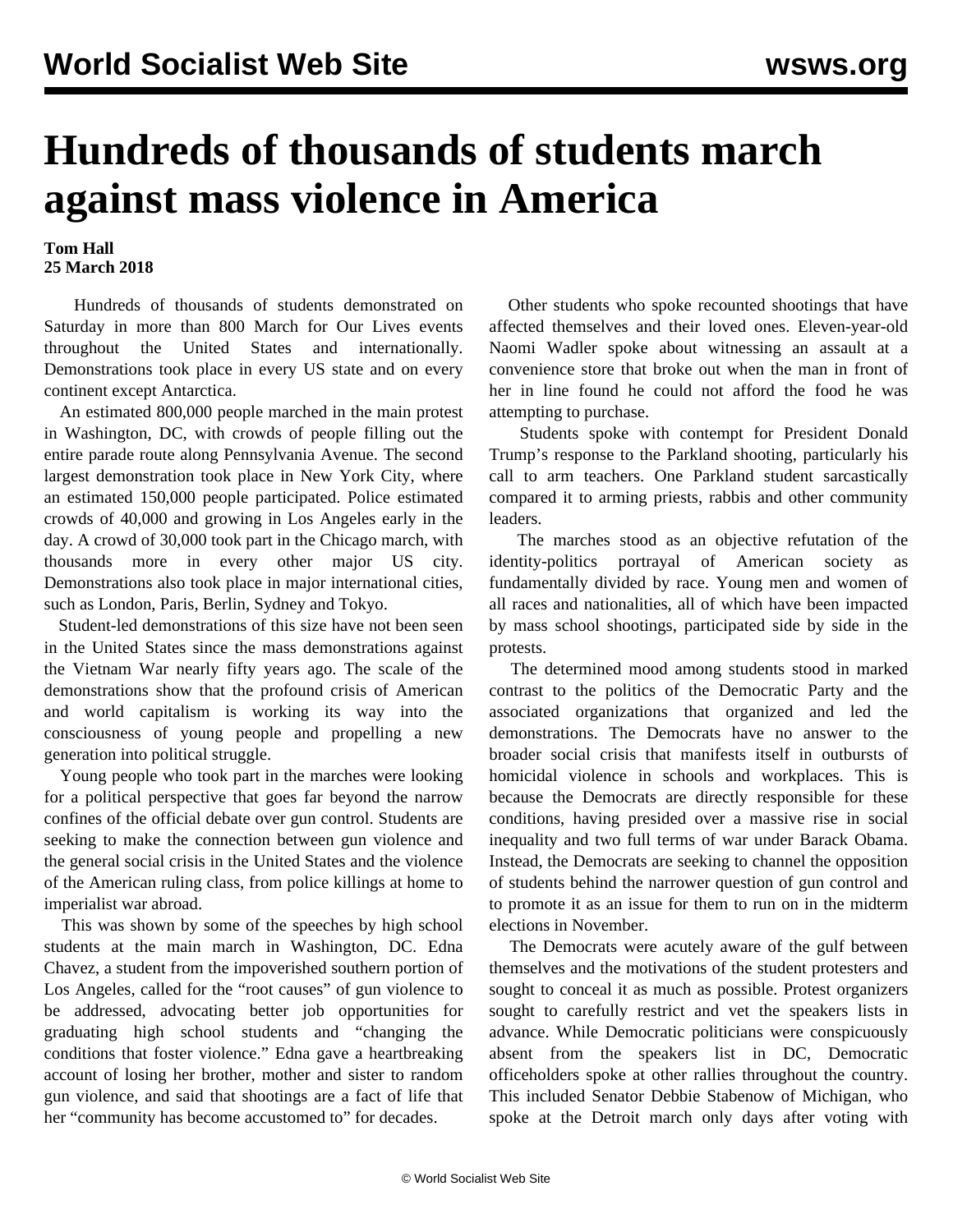# Hundreds of thousands of students march against mass violence in America

**Tom Hall**
**25 March 2018**

Hundreds of thousands of students demonstrated on Saturday in more than 800 March for Our Lives events throughout the United States and internationally. Demonstrations took place in every US state and on every continent except Antarctica.

An estimated 800,000 people marched in the main protest in Washington, DC, with crowds of people filling out the entire parade route along Pennsylvania Avenue. The second largest demonstration took place in New York City, where an estimated 150,000 people participated. Police estimated crowds of 40,000 and growing in Los Angeles early in the day. A crowd of 30,000 took part in the Chicago march, with thousands more in every other major US city. Demonstrations also took place in major international cities, such as London, Paris, Berlin, Sydney and Tokyo.

Student-led demonstrations of this size have not been seen in the United States since the mass demonstrations against the Vietnam War nearly fifty years ago. The scale of the demonstrations show that the profound crisis of American and world capitalism is working its way into the consciousness of young people and propelling a new generation into political struggle.

Young people who took part in the marches were looking for a political perspective that goes far beyond the narrow confines of the official debate over gun control. Students are seeking to make the connection between gun violence and the general social crisis in the United States and the violence of the American ruling class, from police killings at home to imperialist war abroad.

This was shown by some of the speeches by high school students at the main march in Washington, DC. Edna Chavez, a student from the impoverished southern portion of Los Angeles, called for the "root causes" of gun violence to be addressed, advocating better job opportunities for graduating high school students and "changing the conditions that foster violence." Edna gave a heartbreaking account of losing her brother, mother and sister to random gun violence, and said that shootings are a fact of life that her "community has become accustomed to" for decades.

Other students who spoke recounted shootings that have affected themselves and their loved ones. Eleven-year-old Naomi Wadler spoke about witnessing an assault at a convenience store that broke out when the man in front of her in line found he could not afford the food he was attempting to purchase.

Students spoke with contempt for President Donald Trump's response to the Parkland shooting, particularly his call to arm teachers. One Parkland student sarcastically compared it to arming priests, rabbis and other community leaders.

The marches stood as an objective refutation of the identity-politics portrayal of American society as fundamentally divided by race. Young men and women of all races and nationalities, all of which have been impacted by mass school shootings, participated side by side in the protests.

The determined mood among students stood in marked contrast to the politics of the Democratic Party and the associated organizations that organized and led the demonstrations. The Democrats have no answer to the broader social crisis that manifests itself in outbursts of homicidal violence in schools and workplaces. This is because the Democrats are directly responsible for these conditions, having presided over a massive rise in social inequality and two full terms of war under Barack Obama. Instead, the Democrats are seeking to channel the opposition of students behind the narrower question of gun control and to promote it as an issue for them to run on in the midterm elections in November.

The Democrats were acutely aware of the gulf between themselves and the motivations of the student protesters and sought to conceal it as much as possible. Protest organizers sought to carefully restrict and vet the speakers lists in advance. While Democratic politicians were conspicuously absent from the speakers list in DC, Democratic officeholders spoke at other rallies throughout the country. This included Senator Debbie Stabenow of Michigan, who spoke at the Detroit march only days after voting with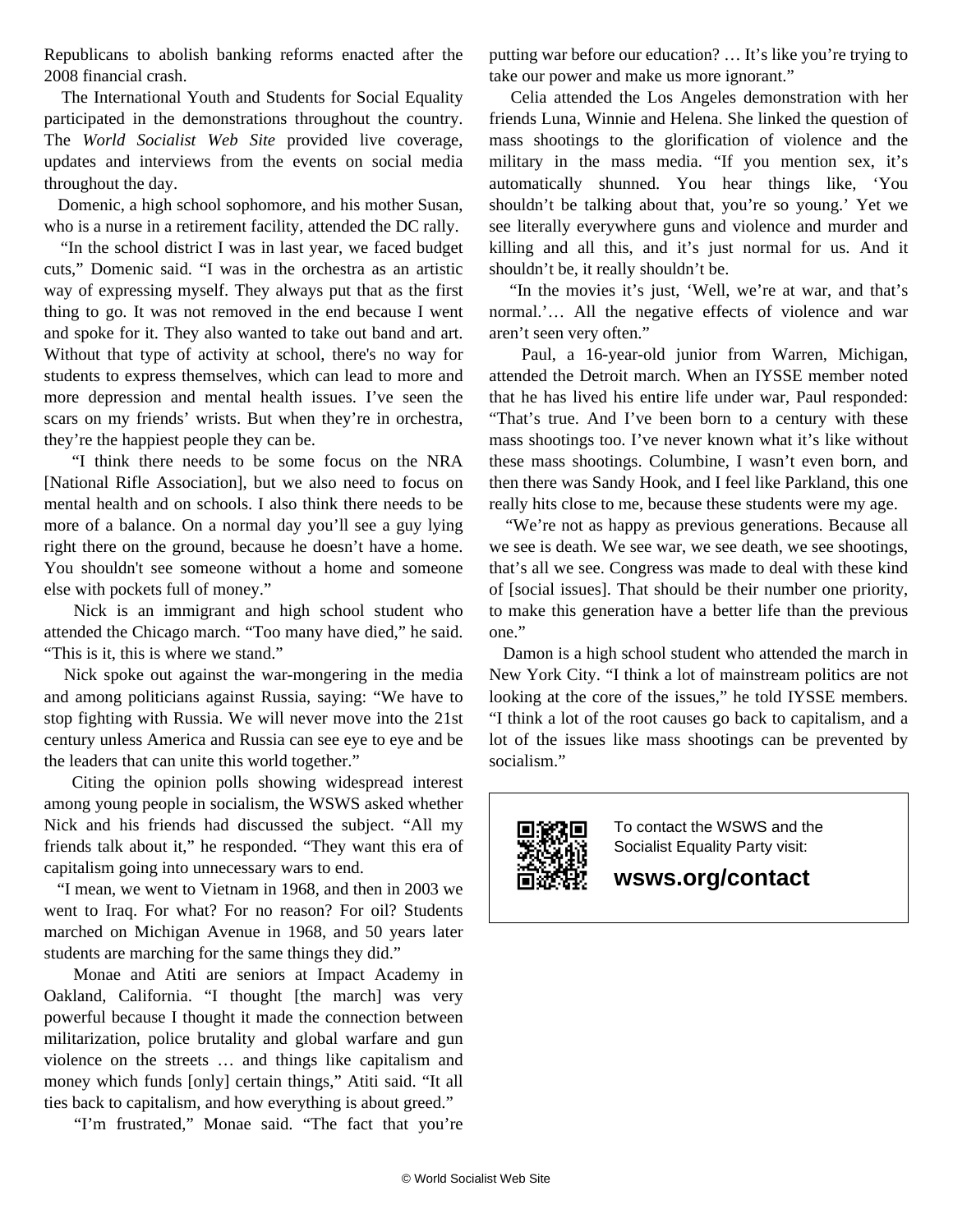Republicans to abolish banking reforms enacted after the 2008 financial crash.

The International Youth and Students for Social Equality participated in the demonstrations throughout the country. The *World Socialist Web Site* provided live coverage, updates and interviews from the events on social media throughout the day.

Domenic, a high school sophomore, and his mother Susan, who is a nurse in a retirement facility, attended the DC rally.

"In the school district I was in last year, we faced budget cuts," Domenic said. "I was in the orchestra as an artistic way of expressing myself. They always put that as the first thing to go. It was not removed in the end because I went and spoke for it. They also wanted to take out band and art. Without that type of activity at school, there's no way for students to express themselves, which can lead to more and more depression and mental health issues. I've seen the scars on my friends' wrists. But when they're in orchestra, they're the happiest people they can be.

"I think there needs to be some focus on the NRA [National Rifle Association], but we also need to focus on mental health and on schools. I also think there needs to be more of a balance. On a normal day you'll see a guy lying right there on the ground, because he doesn't have a home. You shouldn't see someone without a home and someone else with pockets full of money."

Nick is an immigrant and high school student who attended the Chicago march. "Too many have died," he said. "This is it, this is where we stand."

Nick spoke out against the war-mongering in the media and among politicians against Russia, saying: "We have to stop fighting with Russia. We will never move into the 21st century unless America and Russia can see eye to eye and be the leaders that can unite this world together."

Citing the opinion polls showing widespread interest among young people in socialism, the WSWS asked whether Nick and his friends had discussed the subject. "All my friends talk about it," he responded. "They want this era of capitalism going into unnecessary wars to end.

"I mean, we went to Vietnam in 1968, and then in 2003 we went to Iraq. For what? For no reason? For oil? Students marched on Michigan Avenue in 1968, and 50 years later students are marching for the same things they did."

Monae and Atiti are seniors at Impact Academy in Oakland, California. "I thought [the march] was very powerful because I thought it made the connection between militarization, police brutality and global warfare and gun violence on the streets … and things like capitalism and money which funds [only] certain things," Atiti said. "It all ties back to capitalism, and how everything is about greed."

"I'm frustrated," Monae said. "The fact that you're putting war before our education? … It's like you're trying to take our power and make us more ignorant."

Celia attended the Los Angeles demonstration with her friends Luna, Winnie and Helena. She linked the question of mass shootings to the glorification of violence and the military in the mass media. "If you mention sex, it's automatically shunned. You hear things like, 'You shouldn't be talking about that, you're so young.' Yet we see literally everywhere guns and violence and murder and killing and all this, and it's just normal for us. And it shouldn't be, it really shouldn't be.

"In the movies it's just, 'Well, we're at war, and that's normal.'… All the negative effects of violence and war aren't seen very often."

Paul, a 16-year-old junior from Warren, Michigan, attended the Detroit march. When an IYSSE member noted that he has lived his entire life under war, Paul responded: "That's true. And I've been born to a century with these mass shootings too. I've never known what it's like without these mass shootings. Columbine, I wasn't even born, and then there was Sandy Hook, and I feel like Parkland, this one really hits close to me, because these students were my age.

"We're not as happy as previous generations. Because all we see is death. We see war, we see death, we see shootings, that's all we see. Congress was made to deal with these kind of [social issues]. That should be their number one priority, to make this generation have a better life than the previous one."

Damon is a high school student who attended the march in New York City. "I think a lot of mainstream politics are not looking at the core of the issues," he told IYSSE members. "I think a lot of the root causes go back to capitalism, and a lot of the issues like mass shootings can be prevented by socialism."

To contact the WSWS and the Socialist Equality Party visit:

**wsws.org/contact**